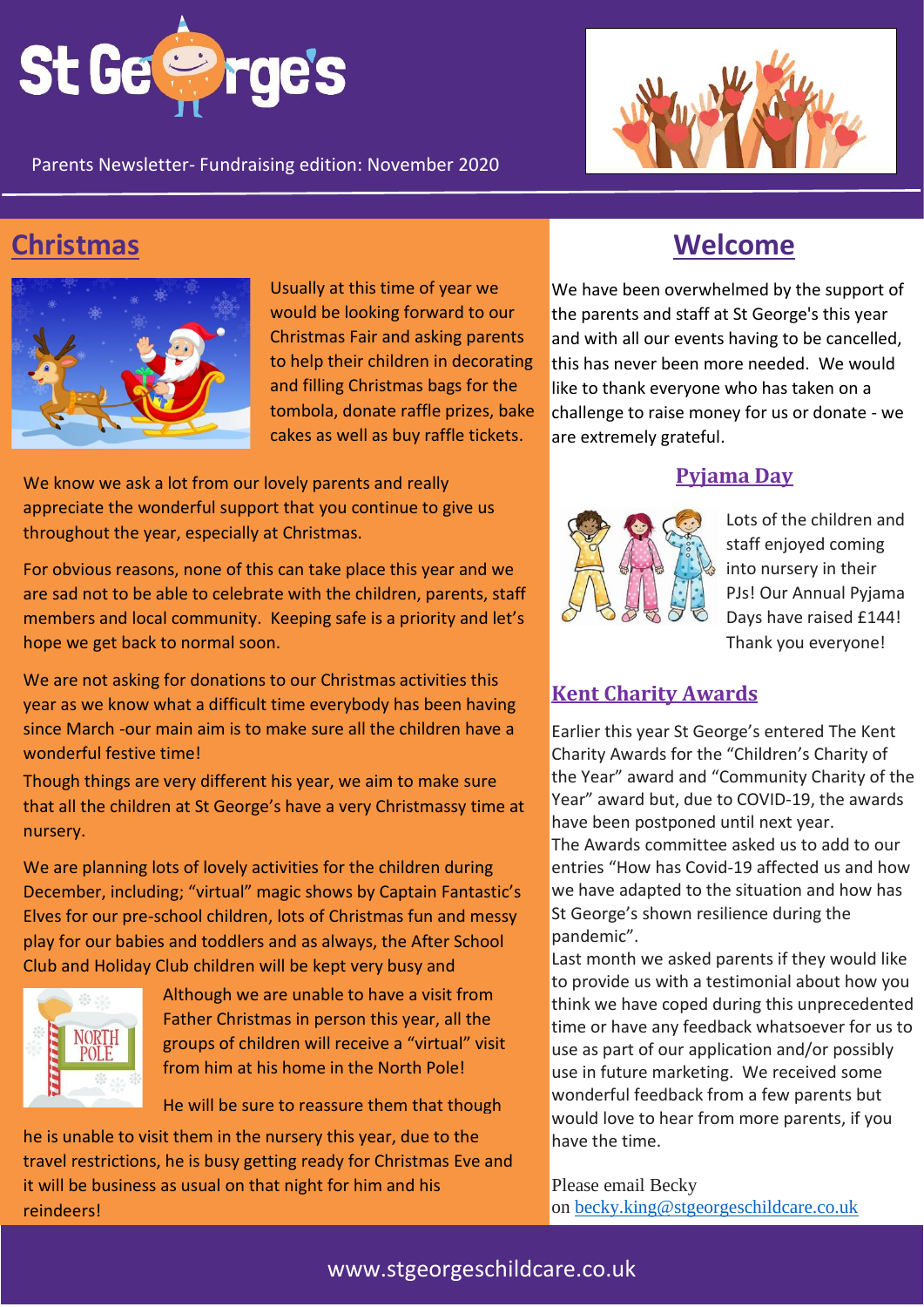# St George's

Parents Newsletter- Fundraising edition: November 2020

## Christmas

Usually at this time of year we would be looking forward to our Christmas Fair and asking parents to help their children in decorating and filling Christmas bags for the tombola, donate raffle prizes, bake cakes as well as buy raffle tickets.

We know we ask a lot from our lovely parents and really appreciate the wonderful support that you continue to give us throughout the year, especially at Christmas.

For obvious reasons, none of this can take place this year and we are sad not to be able to celebrate with the children, parents, staff members and local community. Keeping safe is a priority and let's hope we get back to normal soon.

We are not asking for donations to our Christmas activities this year as we know what a difficult time everybody has been having since March -our main aim is to make sure all the children have a wonderful festive time!

Though things are very different his year, we aim to make sure that all the children at St George's have a very Christmassy time at nursery.

We are planning lots of lovely activities for the children during December, including; "virtual" magic shows by Captain Fantastic's Elves for our pre-school children, lots of Christmas fun and messy play for our babies and toddlers and as always, the After School Club and Holiday Club children will be kept very busy and

Although we are unable to have a visit from Father Christmas in person this year, all the groups of children will receive a "virtual" visit from him at his home in the North Pole!

He will be sure to reassure them that though he is unable to visit them in the nursery this year, due to the travel restrictions, he is busy getting ready for Christmas Eve and it will be business as usual on that night for him and his reindeers!

## Welcome

We have been overwhelmed by the support of the parents and staff at St George's this year and with all our events having to be cancelled, this has never been more needed. We would like to thank everyone who has taken on a challenge to raise money for us or donate - we are extremely grateful.

### Pyjama Day

Lots of the children and staff enjoyed coming into nursery in their PJs! Our Annual Pyjama Days have raised £144! Thank you everyone!

### Kent Charity Awards

Earlier this year St George's entered The Kent Charity Awards for the "Children's Charity of the Year" award and "Community Charity of the Year" award but, due to COVID-19, the awards have been postponed until next year.

The Awards committee asked us to add to our entries "How has Covid-19 affected us and how we have adapted to the situation and how has St George's shown resilience during the pandemic".

Last month we asked parents if they would like to provide us with a testimonial about how you think we have coped during this unprecedented time or have any feedback whatsoever for us to use as part of our application and/or possibly use in future marketing. We received some wonderful feedback from a few parents but would love to hear from more parents, if you have the time.

Please email Becky on becky.king@stgeorgeschildcare.co.uk

www.stgeorgeschildcare.co.uk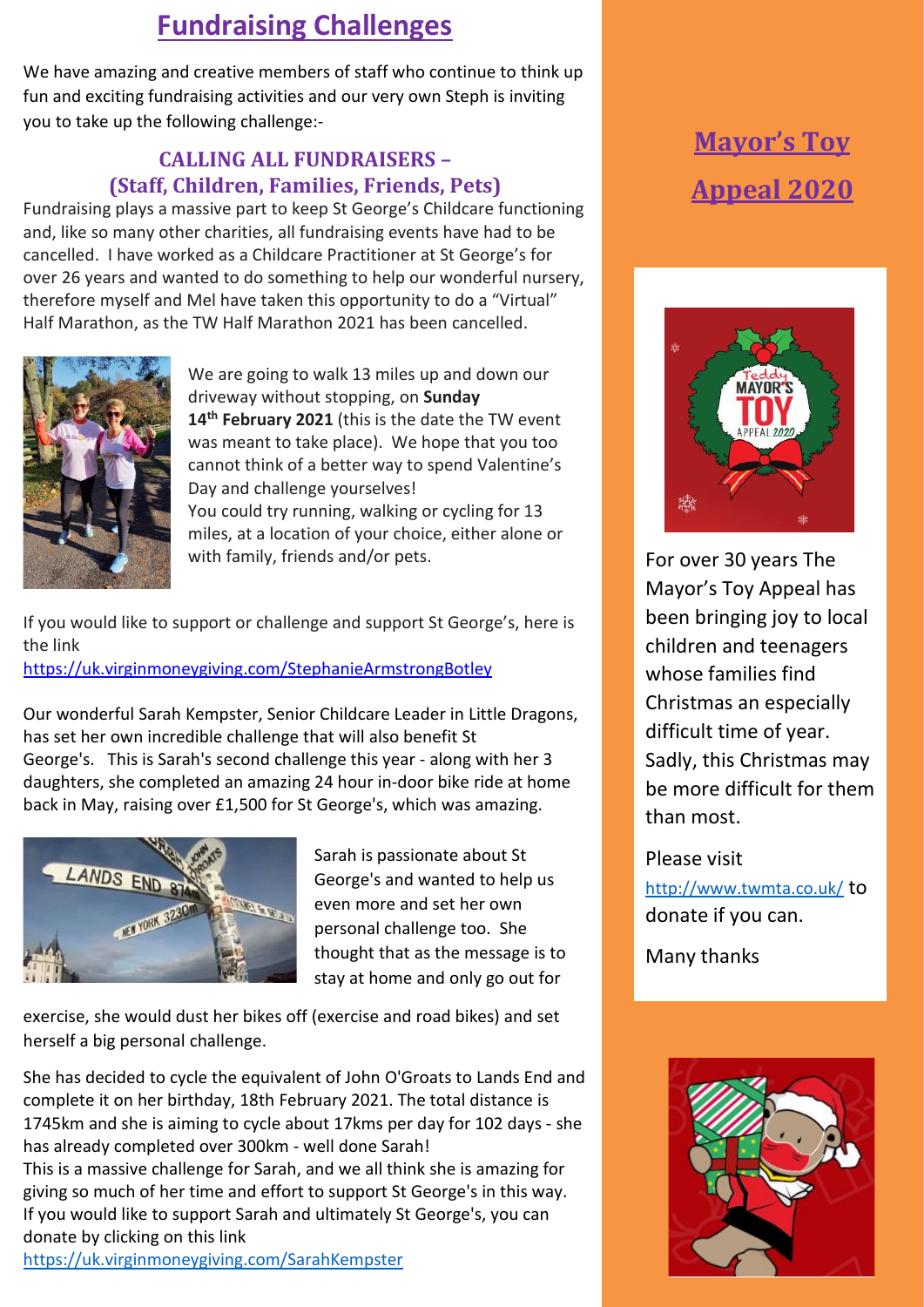# Fundraising Challenges

We have amazing and creative members of staff who continue to think up fun and exciting fundraising activities and our very own Steph is inviting you to take up the following challenge:-

### CALLING ALL FUNDRAISERS – (Staff, Children, Families, Friends, Pets)

Fundraising plays a massive part to keep St George's Childcare functioning and, like so many other charities, all fundraising events have had to be cancelled. I have worked as a Childcare Practitioner at St George's for over 26 years and wanted to do something to help our wonderful nursery, therefore myself and Mel have taken this opportunity to do a "Virtual" Half Marathon, as the TW Half Marathon 2021 has been cancelled.

We are going to walk 13 miles up and down our driveway without stopping, on **Sunday 14th February 2021** (this is the date the TW event was meant to take place). We hope that you too cannot think of a better way to spend Valentine's Day and challenge yourselves!
You could try running, walking or cycling for 13 miles, at a location of your choice, either alone or with family, friends and/or pets.

If you would like to support or challenge and support St George's, here is the link
https://uk.virginmoneygiving.com/StephanieArmstrongBotley

Our wonderful Sarah Kempster, Senior Childcare Leader in Little Dragons, has set her own incredible challenge that will also benefit St George's. This is Sarah's second challenge this year - along with her 3 daughters, she completed an amazing 24 hour in-door bike ride at home back in May, raising over £1,500 for St George's, which was amazing.

Sarah is passionate about St George's and wanted to help us even more and set her own personal challenge too. She thought that as the message is to stay at home and only go out for exercise, she would dust her bikes off (exercise and road bikes) and set herself a big personal challenge.

She has decided to cycle the equivalent of John O'Groats to Lands End and complete it on her birthday, 18th February 2021. The total distance is 1745km and she is aiming to cycle about 17kms per day for 102 days - she has already completed over 300km - well done Sarah!
This is a massive challenge for Sarah, and we all think she is amazing for giving so much of her time and effort to support St George's in this way.
If you would like to support Sarah and ultimately St George's, you can donate by clicking on this link
https://uk.virginmoneygiving.com/SarahKempster

## Mayor's Toy Appeal 2020

For over 30 years The Mayor's Toy Appeal has been bringing joy to local children and teenagers whose families find Christmas an especially difficult time of year. Sadly, this Christmas may be more difficult for them than most.

Please visit http://www.twmta.co.uk/ to donate if you can.

Many thanks